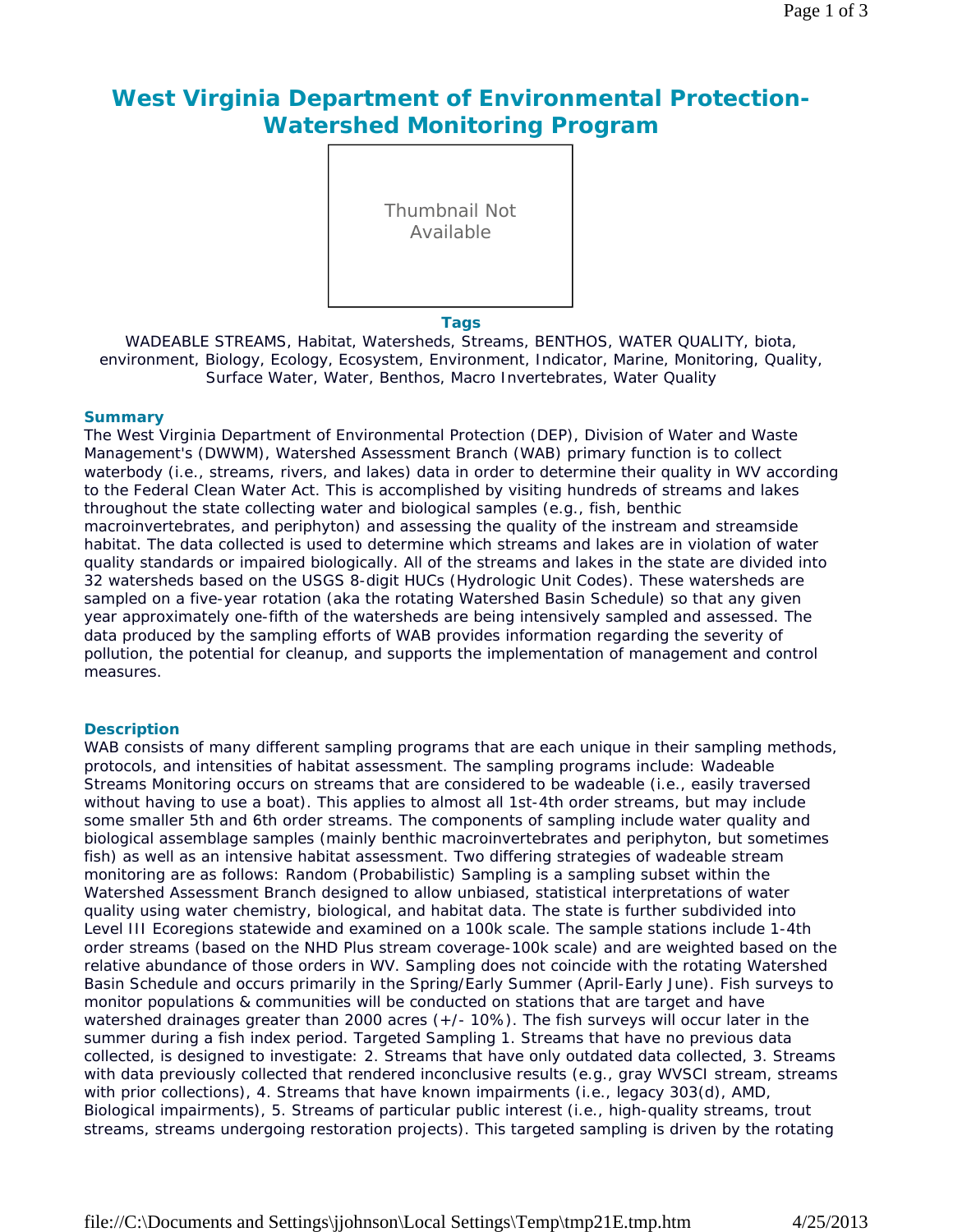# West Virginia Department of Environmental Protection-Watershed Monitoring Program

Thumbnail Not Available

**Tags**

WADEABLE STREAMS, Habitat, Watersheds, Streams, BENTHOS, WATER QUALITY, biota, environment, Biology, Ecology, Ecosystem, Environment, Indicator, Marine, Monitoring, Quality, Surface Water, Water, Benthos, Macro Invertebrates, Water Quality

## Summary

The West Virginia Department of Environmental Protection (DEP), Division of Water and Waste Management's (DWWM), Watershed Assessment Branch (WAB) primary function is to collect waterbody (i.e., streams, rivers, and lakes) data in order to determine their quality in WV according to the Federal Clean Water Act. This is accomplished by visiting hundreds of streams and lakes throughout the state collecting water and biological samples (e.g., fish, benthic macroinvertebrates, and periphyton) and assessing the quality of the instream and streamside habitat. The data collected is used to determine which streams and lakes are in violation of water quality standards or impaired biologically. All of the streams and lakes in the state are divided into 32 watersheds based on the USGS 8-digit HUCs (Hydrologic Unit Codes). These watersheds are sampled on a five-year rotation (aka the rotating Watershed Basin Schedule) so that any given year approximately one-fifth of the watersheds are being intensively sampled and assessed. The data produced by the sampling efforts of WAB provides information regarding the severity of pollution, the potential for cleanup, and supports the implementation of management and control measures.

## Description

WAB consists of many different sampling programs that are each unique in their sampling methods, protocols, and intensities of habitat assessment. The sampling programs include: Wadeable Streams Monitoring occurs on streams that are considered to be wadeable (i.e., easily traversed without having to use a boat). This applies to almost all 1st-4th order streams, but may include some smaller 5th and 6th order streams. The components of sampling include water quality and biological assemblage samples (mainly benthic macroinvertebrates and periphyton, but sometimes fish) as well as an intensive habitat assessment. Two differing strategies of wadeable stream monitoring are as follows: Random (Probabilistic) Sampling is a sampling subset within the Watershed Assessment Branch designed to allow unbiased, statistical interpretations of water quality using water chemistry, biological, and habitat data. The state is further subdivided into Level III Ecoregions statewide and examined on a 100k scale. The sample stations include 1-4th order streams (based on the NHD Plus stream coverage-100k scale) and are weighted based on the relative abundance of those orders in WV. Sampling does not coincide with the rotating Watershed Basin Schedule and occurs primarily in the Spring/Early Summer (April-Early June). Fish surveys to monitor populations & communities will be conducted on stations that are target and have watershed drainages greater than 2000 acres (+/- 10%). The fish surveys will occur later in the summer during a fish index period. Targeted Sampling 1. Streams that have no previous data collected, is designed to investigate: 2. Streams that have only outdated data collected, 3. Streams with data previously collected that rendered inconclusive results (e.g., gray WVSCI stream, streams with prior collections), 4. Streams that have known impairments (i.e., legacy 303(d), AMD, Biological impairments), 5. Streams of particular public interest (i.e., high-quality streams, trout streams, streams undergoing restoration projects). This targeted sampling is driven by the rotating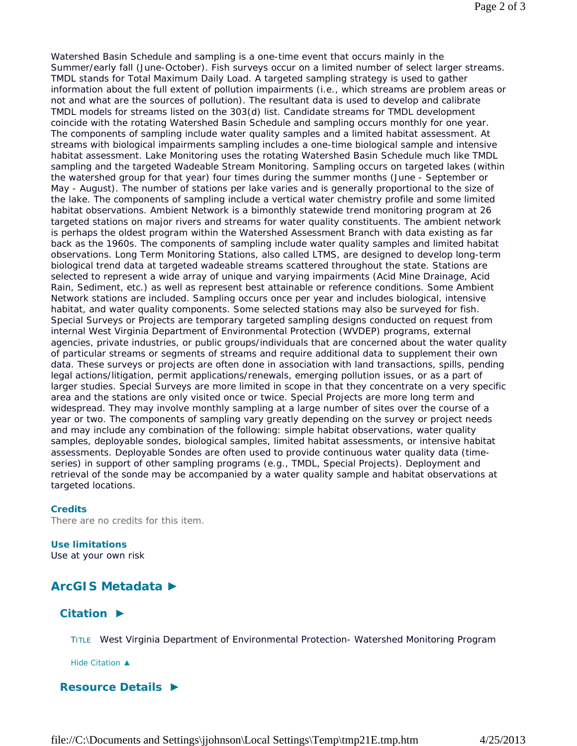Watershed Basin Schedule and sampling is a one-time event that occurs mainly in the Summer/early fall (June-October). Fish surveys occur on a limited number of select larger streams. TMDL stands for Total Maximum Daily Load. A targeted sampling strategy is used to gather information about the full extent of pollution impairments (i.e., which streams are problem areas or not and what are the sources of pollution). The resultant data is used to develop and calibrate TMDL models for streams listed on the 303(d) list. Candidate streams for TMDL development coincide with the rotating Watershed Basin Schedule and sampling occurs monthly for one year. The components of sampling include water quality samples and a limited habitat assessment. At streams with biological impairments sampling includes a one-time biological sample and intensive habitat assessment. Lake Monitoring uses the rotating Watershed Basin Schedule much like TMDL sampling and the targeted Wadeable Stream Monitoring. Sampling occurs on targeted lakes (within the watershed group for that year) four times during the summer months (June - September or May - August). The number of stations per lake varies and is generally proportional to the size of the lake. The components of sampling include a vertical water chemistry profile and some limited habitat observations. Ambient Network is a bimonthly statewide trend monitoring program at 26 targeted stations on major rivers and streams for water quality constituents. The ambient network is perhaps the oldest program within the Watershed Assessment Branch with data existing as far back as the 1960s. The components of sampling include water quality samples and limited habitat observations. Long Term Monitoring Stations, also called LTMS, are designed to develop long-term biological trend data at targeted wadeable streams scattered throughout the state. Stations are selected to represent a wide array of unique and varying impairments (Acid Mine Drainage, Acid Rain, Sediment, etc.) as well as represent best attainable or reference conditions. Some Ambient Network stations are included. Sampling occurs once per year and includes biological, intensive habitat, and water quality components. Some selected stations may also be surveyed for fish. Special Surveys or Projects are temporary targeted sampling designs conducted on request from internal West Virginia Department of Environmental Protection (WVDEP) programs, external agencies, private industries, or public groups/individuals that are concerned about the water quality of particular streams or segments of streams and require additional data to supplement their own data. These surveys or projects are often done in association with land transactions, spills, pending legal actions/litigation, permit applications/renewals, emerging pollution issues, or as a part of larger studies. Special Surveys are more limited in scope in that they concentrate on a very specific area and the stations are only visited once or twice. Special Projects are more long term and widespread. They may involve monthly sampling at a large number of sites over the course of a year or two. The components of sampling vary greatly depending on the survey or project needs and may include any combination of the following: simple habitat observations, water quality samples, deployable sondes, biological samples, limited habitat assessments, or intensive habitat assessments. Deployable Sondes are often used to provide continuous water quality data (time-series) in support of other sampling programs (e.g., TMDL, Special Projects). Deployment and retrieval of the sonde may be accompanied by a water quality sample and habitat observations at targeted locations.

**Credits**

There are no credits for this item.

**Use limitations**

Use at your own risk

## ArcGIS Metadata ►

### Citation ►

TITLE West Virginia Department of Environmental Protection- Watershed Monitoring Program

Hide Citation ▲

### Resource Details ►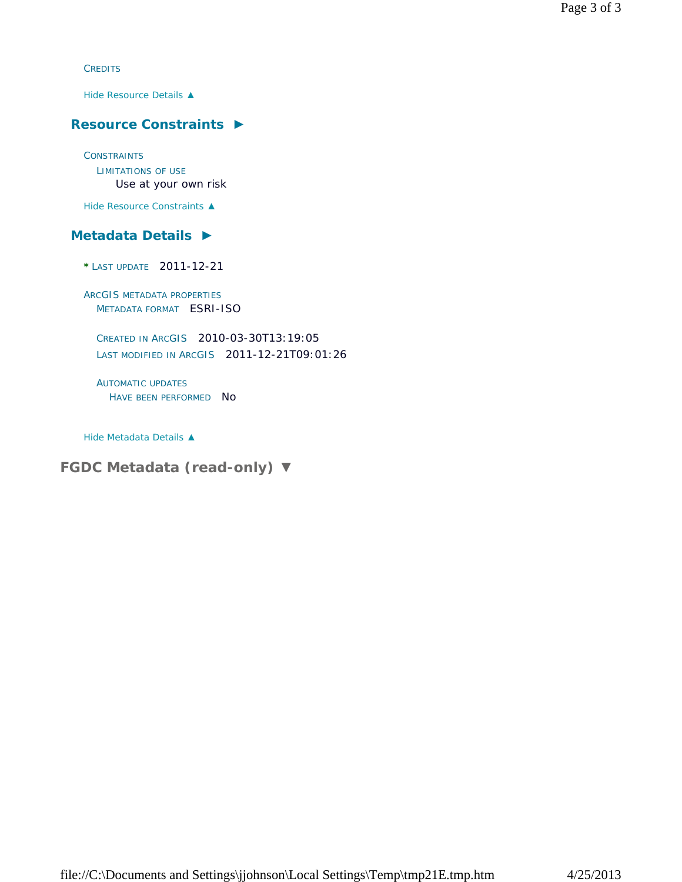CREDITS

Hide Resource Details ▲

## Resource Constraints ►

CONSTRAINTS
LIMITATIONS OF USE
Use at your own risk

Hide Resource Constraints ▲

## Metadata Details ►

* LAST UPDATE 2011-12-21

ARCGIS METADATA PROPERTIES
METADATA FORMAT ESRI-ISO

CREATED IN ARCGIS 2010-03-30T13:19:05
LAST MODIFIED IN ARCGIS 2011-12-21T09:01:26

AUTOMATIC UPDATES
HAVE BEEN PERFORMED No

Hide Metadata Details ▲

# FGDC Metadata (read-only) ▼